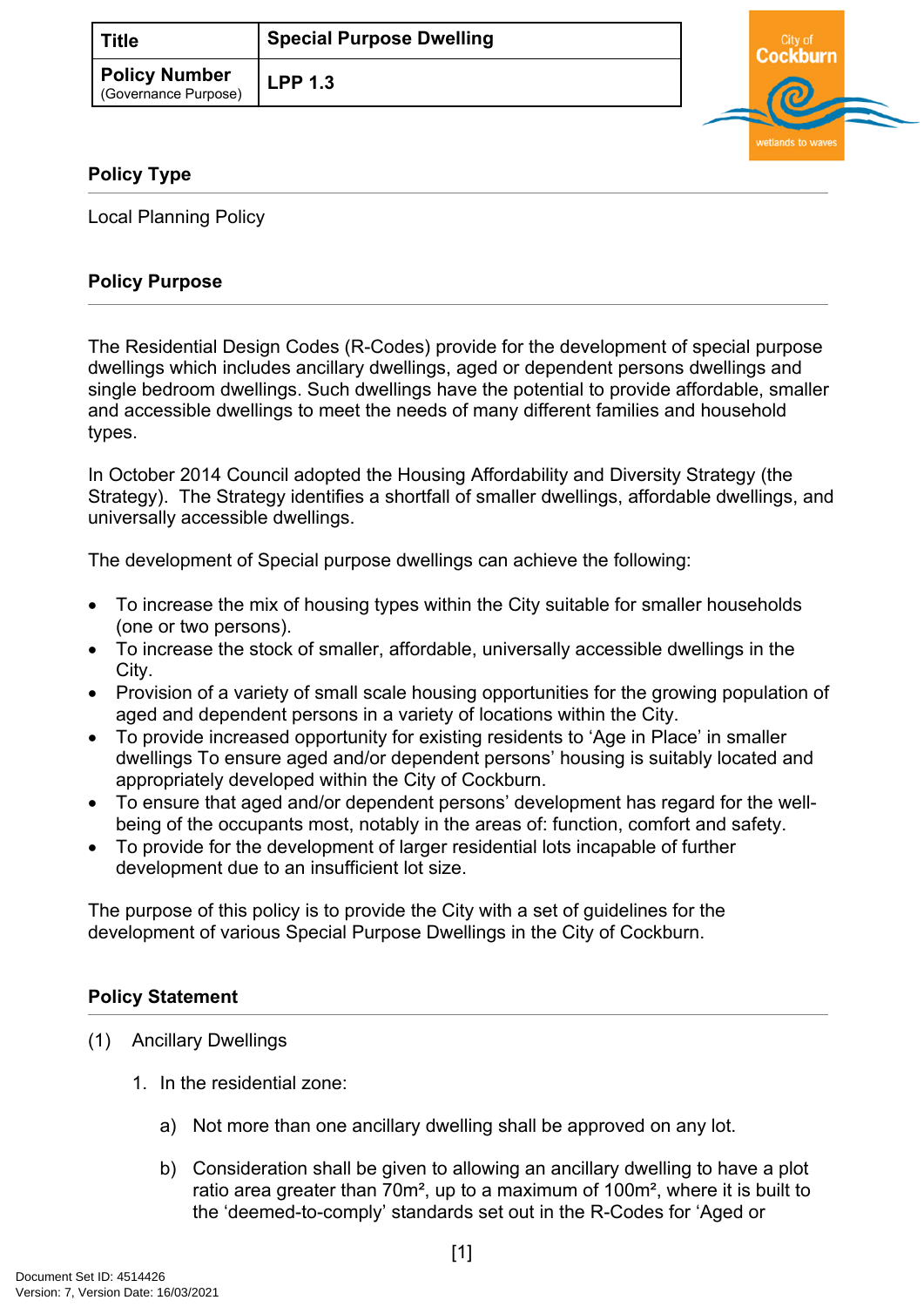| Title | Special Purpose Dwelling |
|---|---|
| **Policy Number** (Governance Purpose) | **LPP 1.3** |

## Policy Type

Local Planning Policy

## Policy Purpose

The Residential Design Codes (R-Codes) provide for the development of special purpose dwellings which includes ancillary dwellings, aged or dependent persons dwellings and single bedroom dwellings. Such dwellings have the potential to provide affordable, smaller and accessible dwellings to meet the needs of many different families and household types.

In October 2014 Council adopted the Housing Affordability and Diversity Strategy (the Strategy). The Strategy identifies a shortfall of smaller dwellings, affordable dwellings, and universally accessible dwellings.

The development of Special purpose dwellings can achieve the following:

- To increase the mix of housing types within the City suitable for smaller households (one or two persons).
- To increase the stock of smaller, affordable, universally accessible dwellings in the City.
- Provision of a variety of small scale housing opportunities for the growing population of aged and dependent persons in a variety of locations within the City.
- To provide increased opportunity for existing residents to 'Age in Place' in smaller dwellings To ensure aged and/or dependent persons' housing is suitably located and appropriately developed within the City of Cockburn.
- To ensure that aged and/or dependent persons' development has regard for the well-being of the occupants most, notably in the areas of: function, comfort and safety.
- To provide for the development of larger residential lots incapable of further development due to an insufficient lot size.

The purpose of this policy is to provide the City with a set of guidelines for the development of various Special Purpose Dwellings in the City of Cockburn.

## Policy Statement

(1) Ancillary Dwellings

1. In the residential zone:

    a) Not more than one ancillary dwelling shall be approved on any lot.

    b) Consideration shall be given to allowing an ancillary dwelling to have a plot ratio area greater than 70m², up to a maximum of 100m², where it is built to the 'deemed-to-comply' standards set out in the R-Codes for 'Aged or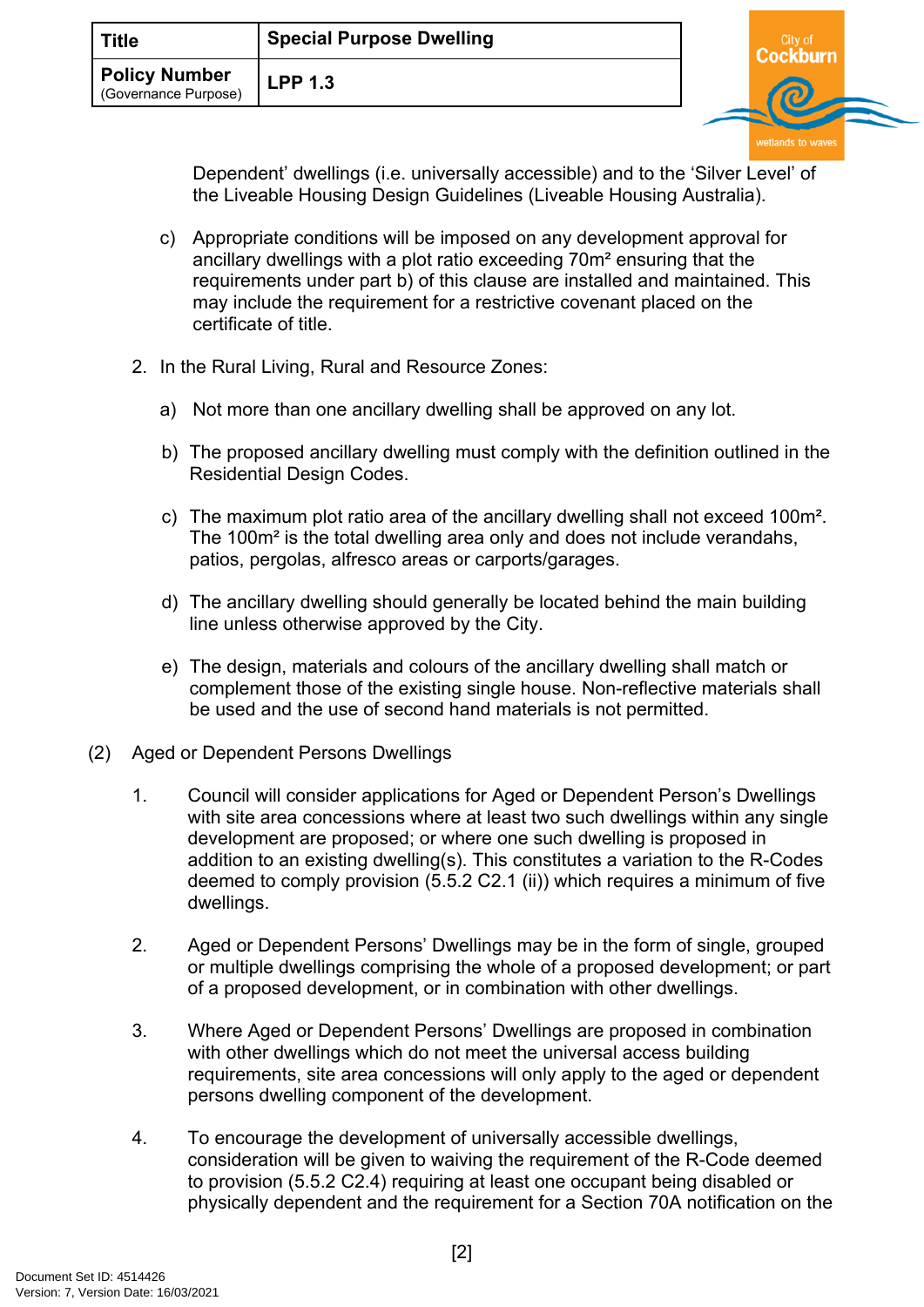Dependent' dwellings (i.e. universally accessible) and to the 'Silver Level' of the Liveable Housing Design Guidelines (Liveable Housing Australia).

c) Appropriate conditions will be imposed on any development approval for ancillary dwellings with a plot ratio exceeding 70m² ensuring that the requirements under part b) of this clause are installed and maintained. This may include the requirement for a restrictive covenant placed on the certificate of title.

2. In the Rural Living, Rural and Resource Zones:

   a) Not more than one ancillary dwelling shall be approved on any lot.

   b) The proposed ancillary dwelling must comply with the definition outlined in the Residential Design Codes.

   c) The maximum plot ratio area of the ancillary dwelling shall not exceed 100m². The 100m² is the total dwelling area only and does not include verandahs, patios, pergolas, alfresco areas or carports/garages.

   d) The ancillary dwelling should generally be located behind the main building line unless otherwise approved by the City.

   e) The design, materials and colours of the ancillary dwelling shall match or complement those of the existing single house. Non-reflective materials shall be used and the use of second hand materials is not permitted.

(2) Aged or Dependent Persons Dwellings

1. Council will consider applications for Aged or Dependent Person's Dwellings with site area concessions where at least two such dwellings within any single development are proposed; or where one such dwelling is proposed in addition to an existing dwelling(s). This constitutes a variation to the R-Codes deemed to comply provision (5.5.2 C2.1 (ii)) which requires a minimum of five dwellings.

2. Aged or Dependent Persons' Dwellings may be in the form of single, grouped or multiple dwellings comprising the whole of a proposed development; or part of a proposed development, or in combination with other dwellings.

3. Where Aged or Dependent Persons' Dwellings are proposed in combination with other dwellings which do not meet the universal access building requirements, site area concessions will only apply to the aged or dependent persons dwelling component of the development.

4. To encourage the development of universally accessible dwellings, consideration will be given to waiving the requirement of the R-Code deemed to provision (5.5.2 C2.4) requiring at least one occupant being disabled or physically dependent and the requirement for a Section 70A notification on the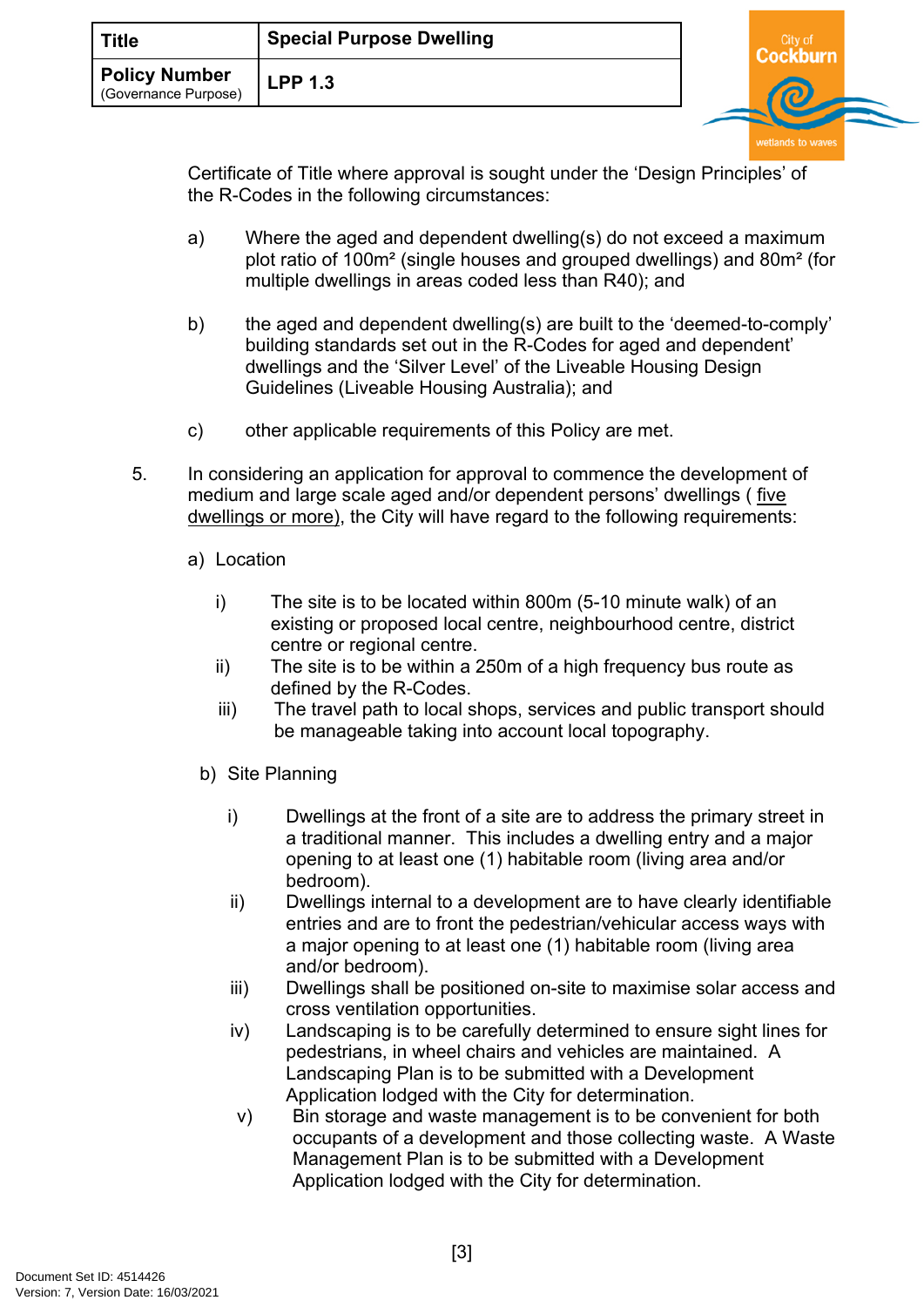Certificate of Title where approval is sought under the 'Design Principles' of the R-Codes in the following circumstances:

a) Where the aged and dependent dwelling(s) do not exceed a maximum plot ratio of 100m² (single houses and grouped dwellings) and 80m² (for multiple dwellings in areas coded less than R40); and

b) the aged and dependent dwelling(s) are built to the 'deemed-to-comply' building standards set out in the R-Codes for aged and dependent' dwellings and the 'Silver Level' of the Liveable Housing Design Guidelines (Liveable Housing Australia); and

c) other applicable requirements of this Policy are met.

5. In considering an application for approval to commence the development of medium and large scale aged and/or dependent persons' dwellings ( five dwellings or more), the City will have regard to the following requirements:

a) Location

i) The site is to be located within 800m (5-10 minute walk) of an existing or proposed local centre, neighbourhood centre, district centre or regional centre.

ii) The site is to be within a 250m of a high frequency bus route as defined by the R-Codes.

iii) The travel path to local shops, services and public transport should be manageable taking into account local topography.

b) Site Planning

i) Dwellings at the front of a site are to address the primary street in a traditional manner. This includes a dwelling entry and a major opening to at least one (1) habitable room (living area and/or bedroom).

ii) Dwellings internal to a development are to have clearly identifiable entries and are to front the pedestrian/vehicular access ways with a major opening to at least one (1) habitable room (living area and/or bedroom).

iii) Dwellings shall be positioned on-site to maximise solar access and cross ventilation opportunities.

iv) Landscaping is to be carefully determined to ensure sight lines for pedestrians, in wheel chairs and vehicles are maintained. A Landscaping Plan is to be submitted with a Development Application lodged with the City for determination.

v) Bin storage and waste management is to be convenient for both occupants of a development and those collecting waste. A Waste Management Plan is to be submitted with a Development Application lodged with the City for determination.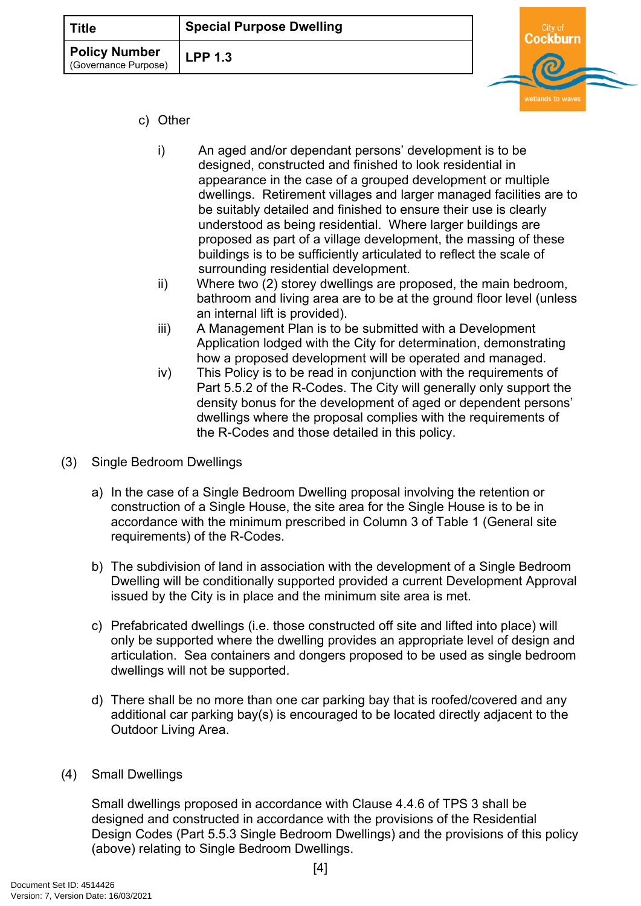c) Other

i) An aged and/or dependant persons' development is to be designed, constructed and finished to look residential in appearance in the case of a grouped development or multiple dwellings. Retirement villages and larger managed facilities are to be suitably detailed and finished to ensure their use is clearly understood as being residential. Where larger buildings are proposed as part of a village development, the massing of these buildings is to be sufficiently articulated to reflect the scale of surrounding residential development.

ii) Where two (2) storey dwellings are proposed, the main bedroom, bathroom and living area are to be at the ground floor level (unless an internal lift is provided).

iii) A Management Plan is to be submitted with a Development Application lodged with the City for determination, demonstrating how a proposed development will be operated and managed.

iv) This Policy is to be read in conjunction with the requirements of Part 5.5.2 of the R-Codes. The City will generally only support the density bonus for the development of aged or dependent persons' dwellings where the proposal complies with the requirements of the R-Codes and those detailed in this policy.

(3) Single Bedroom Dwellings

a) In the case of a Single Bedroom Dwelling proposal involving the retention or construction of a Single House, the site area for the Single House is to be in accordance with the minimum prescribed in Column 3 of Table 1 (General site requirements) of the R-Codes.

b) The subdivision of land in association with the development of a Single Bedroom Dwelling will be conditionally supported provided a current Development Approval issued by the City is in place and the minimum site area is met.

c) Prefabricated dwellings (i.e. those constructed off site and lifted into place) will only be supported where the dwelling provides an appropriate level of design and articulation. Sea containers and dongers proposed to be used as single bedroom dwellings will not be supported.

d) There shall be no more than one car parking bay that is roofed/covered and any additional car parking bay(s) is encouraged to be located directly adjacent to the Outdoor Living Area.

(4) Small Dwellings

Small dwellings proposed in accordance with Clause 4.4.6 of TPS 3 shall be designed and constructed in accordance with the provisions of the Residential Design Codes (Part 5.5.3 Single Bedroom Dwellings) and the provisions of this policy (above) relating to Single Bedroom Dwellings.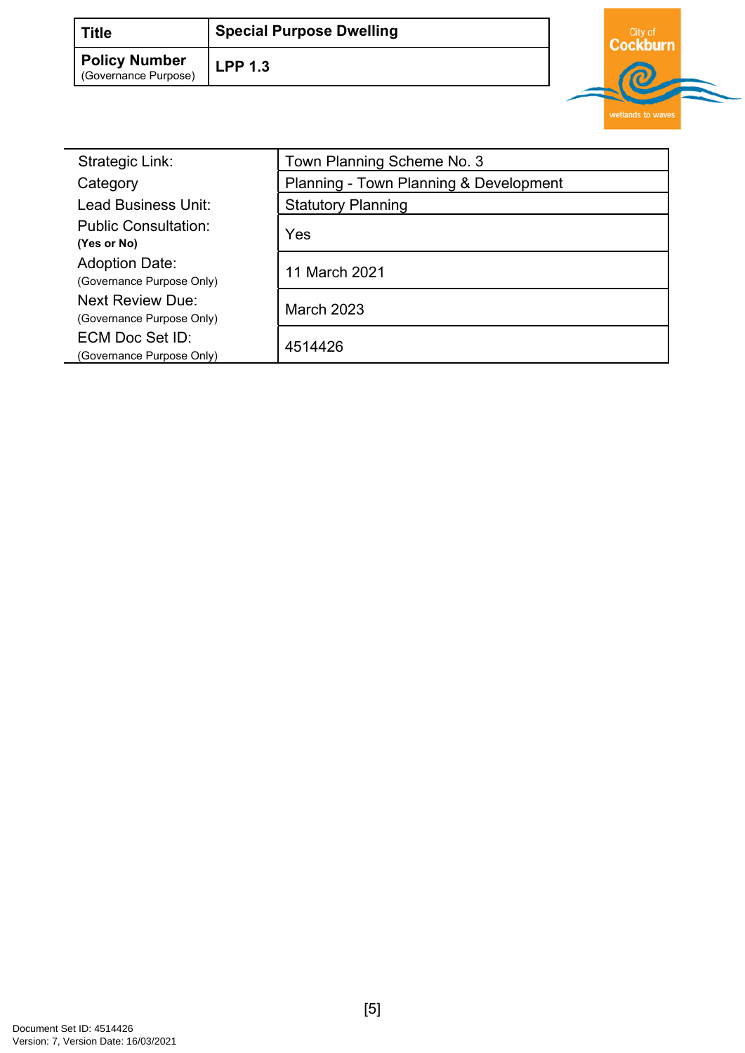| | |
|---|---|
| **Title** | **Special Purpose Dwelling** |
| **Policy Number** (Governance Purpose) | **LPP 1.3** |

| | |
|---|---|
| Strategic Link: | Town Planning Scheme No. 3 |
| Category | Planning - Town Planning & Development |
| Lead Business Unit: | Statutory Planning |
| Public Consultation: **(Yes or No)** | Yes |
| Adoption Date: (Governance Purpose Only) | 11 March 2021 |
| Next Review Due: (Governance Purpose Only) | March 2023 |
| ECM Doc Set ID: (Governance Purpose Only) | 4514426 |